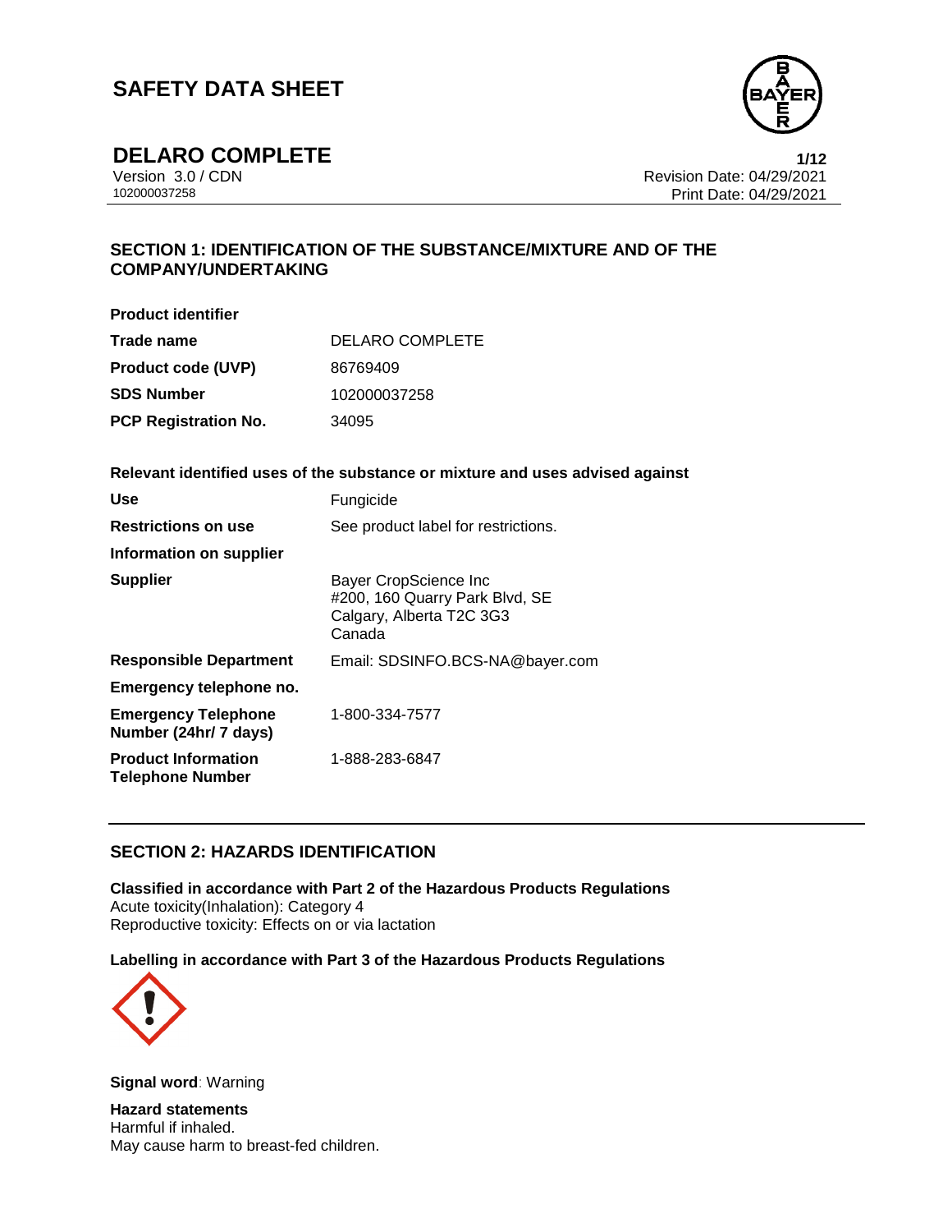# SAFETY DATA SHEET

## DELARO COMPLETE

Version 3.0 / CDN
102000037258

Revision Date: 04/29/2021
Print Date: 04/29/2021

## SECTION 1: IDENTIFICATION OF THE SUBSTANCE/MIXTURE AND OF THE COMPANY/UNDERTAKING

**Product identifier**

| | |
|---|---|
| **Trade name** | DELARO COMPLETE |
| **Product code (UVP)** | 86769409 |
| **SDS Number** | 102000037258 |
| **PCP Registration No.** | 34095 |

**Relevant identified uses of the substance or mixture and uses advised against**

| | |
|---|---|
| **Use** | Fungicide |
| **Restrictions on use** | See product label for restrictions. |
| **Information on supplier** | |
| **Supplier** | Bayer CropScience Inc<br>#200, 160 Quarry Park Blvd, SE<br>Calgary, Alberta T2C 3G3<br>Canada |
| **Responsible Department** | Email: SDSINFO.BCS-NA@bayer.com |
| **Emergency telephone no.** | |
| **Emergency Telephone Number (24hr/ 7 days)** | 1-800-334-7577 |
| **Product Information Telephone Number** | 1-888-283-6847 |

## SECTION 2: HAZARDS IDENTIFICATION

**Classified in accordance with Part 2 of the Hazardous Products Regulations**
Acute toxicity(Inhalation): Category 4
Reproductive toxicity: Effects on or via lactation

**Labelling in accordance with Part 3 of the Hazardous Products Regulations**

**Signal word**: Warning

**Hazard statements**
Harmful if inhaled.
May cause harm to breast-fed children.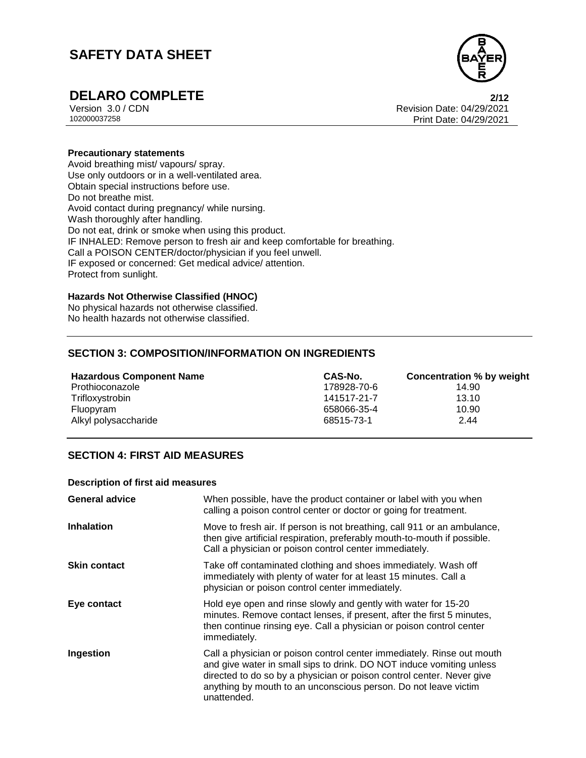**Precautionary statements**

Avoid breathing mist/ vapours/ spray.
Use only outdoors or in a well-ventilated area.
Obtain special instructions before use.
Do not breathe mist.
Avoid contact during pregnancy/ while nursing.
Wash thoroughly after handling.
Do not eat, drink or smoke when using this product.
IF INHALED: Remove person to fresh air and keep comfortable for breathing.
Call a POISON CENTER/doctor/physician if you feel unwell.
IF exposed or concerned: Get medical advice/ attention.
Protect from sunlight.

**Hazards Not Otherwise Classified (HNOC)**

No physical hazards not otherwise classified.
No health hazards not otherwise classified.

## SECTION 3: COMPOSITION/INFORMATION ON INGREDIENTS

| Hazardous Component Name | CAS-No. | Concentration % by weight |
|---|---|---|
| Prothioconazole | 178928-70-6 | 14.90 |
| Trifloxystrobin | 141517-21-7 | 13.10 |
| Fluopyram | 658066-35-4 | 10.90 |
| Alkyl polysaccharide | 68515-73-1 | 2.44 |

## SECTION 4: FIRST AID MEASURES

**Description of first aid measures**

| | |
|---|---|
| **General advice** | When possible, have the product container or label with you when calling a poison control center or doctor or going for treatment. |
| **Inhalation** | Move to fresh air. If person is not breathing, call 911 or an ambulance, then give artificial respiration, preferably mouth-to-mouth if possible. Call a physician or poison control center immediately. |
| **Skin contact** | Take off contaminated clothing and shoes immediately. Wash off immediately with plenty of water for at least 15 minutes. Call a physician or poison control center immediately. |
| **Eye contact** | Hold eye open and rinse slowly and gently with water for 15-20 minutes. Remove contact lenses, if present, after the first 5 minutes, then continue rinsing eye. Call a physician or poison control center immediately. |
| **Ingestion** | Call a physician or poison control center immediately. Rinse out mouth and give water in small sips to drink. DO NOT induce vomiting unless directed to do so by a physician or poison control center. Never give anything by mouth to an unconscious person. Do not leave victim unattended. |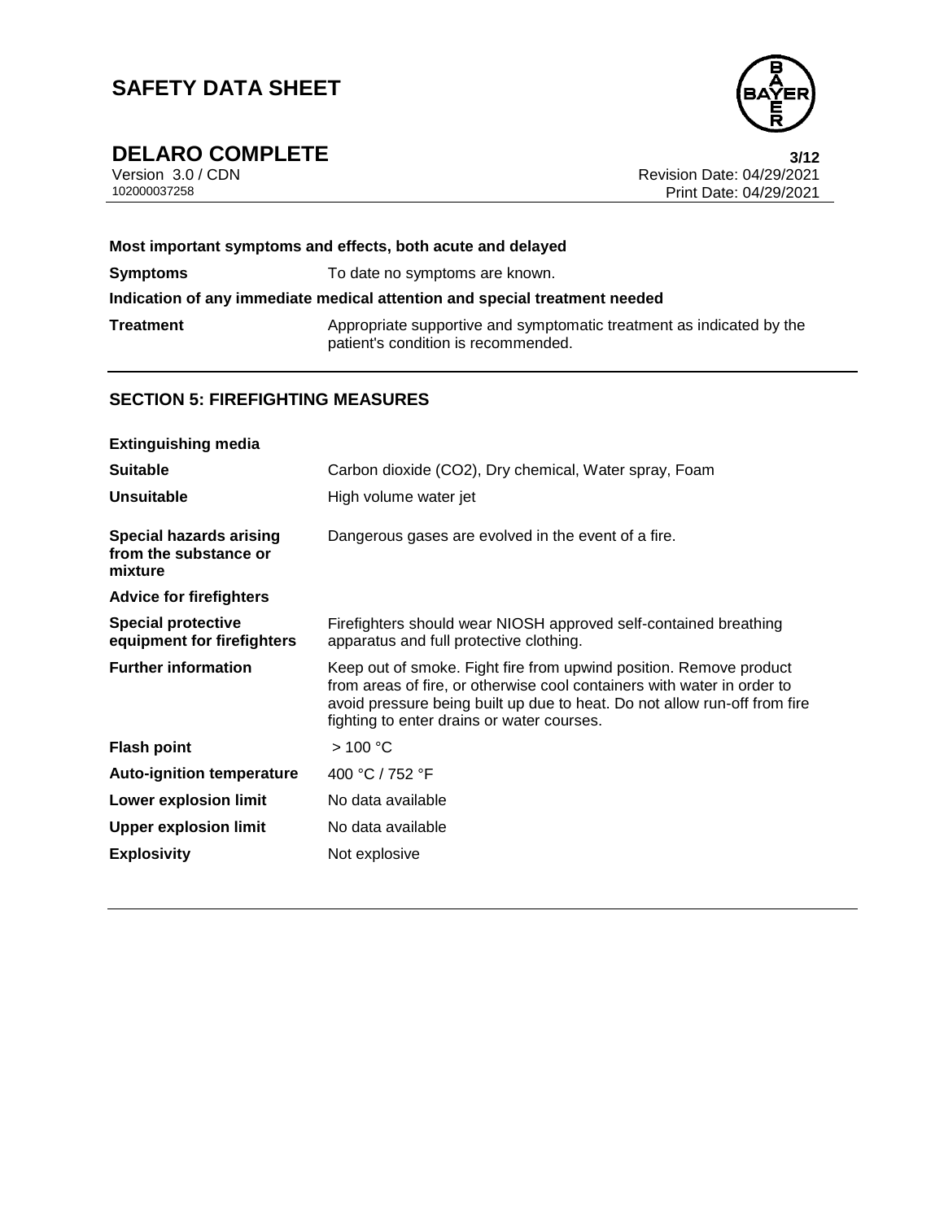**Most important symptoms and effects, both acute and delayed**

| | |
|---|---|
| **Symptoms** | To date no symptoms are known. |

**Indication of any immediate medical attention and special treatment needed**

| | |
|---|---|
| **Treatment** | Appropriate supportive and symptomatic treatment as indicated by the patient's condition is recommended. |

## SECTION 5: FIREFIGHTING MEASURES

**Extinguishing media**

| | |
|---|---|
| **Suitable** | Carbon dioxide ($CO_2$), Dry chemical, Water spray, Foam |
| **Unsuitable** | High volume water jet |
| **Special hazards arising from the substance or mixture** | Dangerous gases are evolved in the event of a fire. |

**Advice for firefighters**

| | |
|---|---|
| **Special protective equipment for firefighters** | Firefighters should wear NIOSH approved self-contained breathing apparatus and full protective clothing. |
| **Further information** | Keep out of smoke. Fight fire from upwind position. Remove product from areas of fire, or otherwise cool containers with water in order to avoid pressure being built up due to heat. Do not allow run-off from fire fighting to enter drains or water courses. |
| **Flash point** | > 100 °C |
| **Auto-ignition temperature** | 400 °C / 752 °F |
| **Lower explosion limit** | No data available |
| **Upper explosion limit** | No data available |
| **Explosivity** | Not explosive |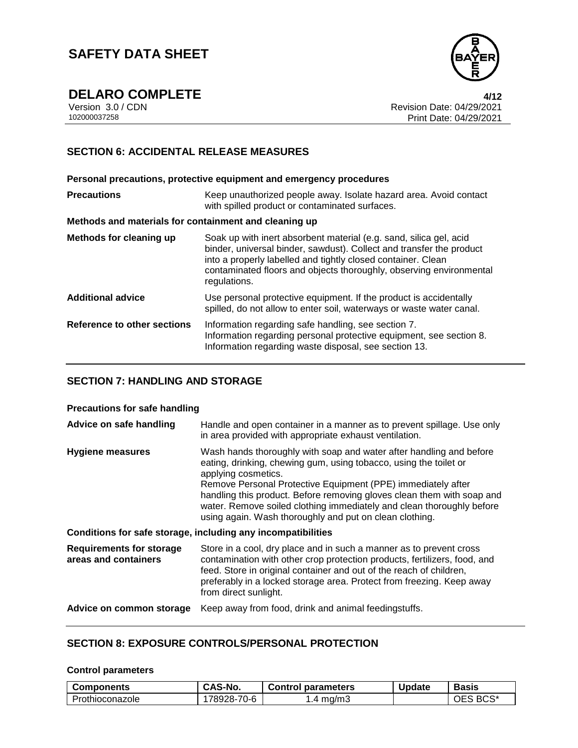## SECTION 6: ACCIDENTAL RELEASE MEASURES

**Personal precautions, protective equipment and emergency procedures**

| | |
|---|---|
| **Precautions** | Keep unauthorized people away. Isolate hazard area. Avoid contact with spilled product or contaminated surfaces. |

**Methods and materials for containment and cleaning up**

| | |
|---|---|
| **Methods for cleaning up** | Soak up with inert absorbent material (e.g. sand, silica gel, acid binder, universal binder, sawdust). Collect and transfer the product into a properly labelled and tightly closed container. Clean contaminated floors and objects thoroughly, observing environmental regulations. |
| **Additional advice** | Use personal protective equipment. If the product is accidentally spilled, do not allow to enter soil, waterways or waste water canal. |
| **Reference to other sections** | Information regarding safe handling, see section 7.<br>Information regarding personal protective equipment, see section 8.<br>Information regarding waste disposal, see section 13. |

## SECTION 7: HANDLING AND STORAGE

**Precautions for safe handling**

| | |
|---|---|
| **Advice on safe handling** | Handle and open container in a manner as to prevent spillage. Use only in area provided with appropriate exhaust ventilation. |
| **Hygiene measures** | Wash hands thoroughly with soap and water after handling and before eating, drinking, chewing gum, using tobacco, using the toilet or applying cosmetics.<br>Remove Personal Protective Equipment (PPE) immediately after handling this product. Before removing gloves clean them with soap and water. Remove soiled clothing immediately and clean thoroughly before using again. Wash thoroughly and put on clean clothing. |

**Conditions for safe storage, including any incompatibilities**

| | |
|---|---|
| **Requirements for storage areas and containers** | Store in a cool, dry place and in such a manner as to prevent cross contamination with other crop protection products, fertilizers, food, and feed. Store in original container and out of the reach of children, preferably in a locked storage area. Protect from freezing. Keep away from direct sunlight. |
| **Advice on common storage** | Keep away from food, drink and animal feedingstuffs. |

## SECTION 8: EXPOSURE CONTROLS/PERSONAL PROTECTION

**Control parameters**

| Components | CAS-No. | Control parameters | Update | Basis |
|---|---|---|---|---|
| Prothioconazole | 178928-70-6 | 1.4 mg/m3 | | OES BCS* |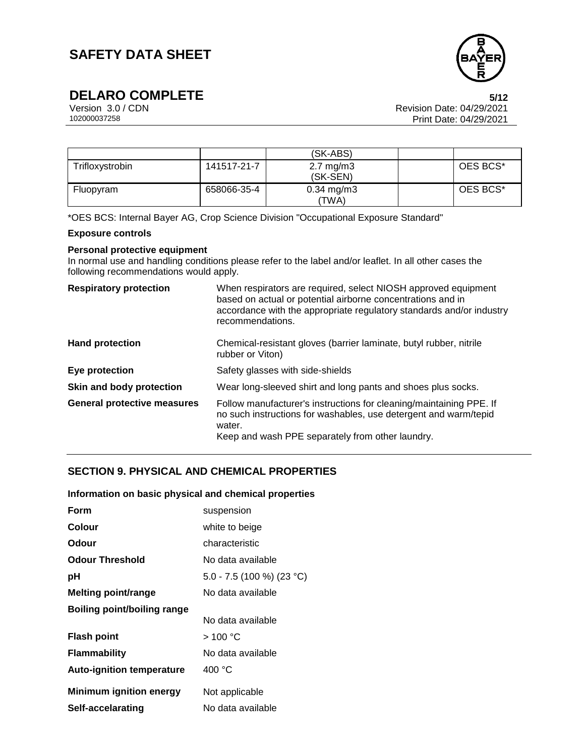| | | (SK-ABS) | | |
|---|---|---|---|---|
| Trifloxystrobin | 141517-21-7 | 2.7 mg/m3 (SK-SEN) | | OES BCS* |
| Fluopyram | 658066-35-4 | 0.34 mg/m3 (TWA) | | OES BCS* |

*OES BCS: Internal Bayer AG, Crop Science Division "Occupational Exposure Standard"

**Exposure controls**

**Personal protective equipment**
In normal use and handling conditions please refer to the label and/or leaflet. In all other cases the following recommendations would apply.

| | |
|---|---|
| **Respiratory protection** | When respirators are required, select NIOSH approved equipment based on actual or potential airborne concentrations and in accordance with the appropriate regulatory standards and/or industry recommendations. |
| **Hand protection** | Chemical-resistant gloves (barrier laminate, butyl rubber, nitrile rubber or Viton) |
| **Eye protection** | Safety glasses with side-shields |
| **Skin and body protection** | Wear long-sleeved shirt and long pants and shoes plus socks. |
| **General protective measures** | Follow manufacturer's instructions for cleaning/maintaining PPE. If no such instructions for washables, use detergent and warm/tepid water. Keep and wash PPE separately from other laundry. |

## SECTION 9. PHYSICAL AND CHEMICAL PROPERTIES

**Information on basic physical and chemical properties**

| | |
|---|---|
| **Form** | suspension |
| **Colour** | white to beige |
| **Odour** | characteristic |
| **Odour Threshold** | No data available |
| **pH** | 5.0 - 7.5 (100 %) (23 °C) |
| **Melting point/range** | No data available |
| **Boiling point/boiling range** | No data available |
| **Flash point** | > 100 °C |
| **Flammability** | No data available |
| **Auto-ignition temperature** | 400 °C |
| **Minimum ignition energy** | Not applicable |
| **Self-accelarating** | No data available |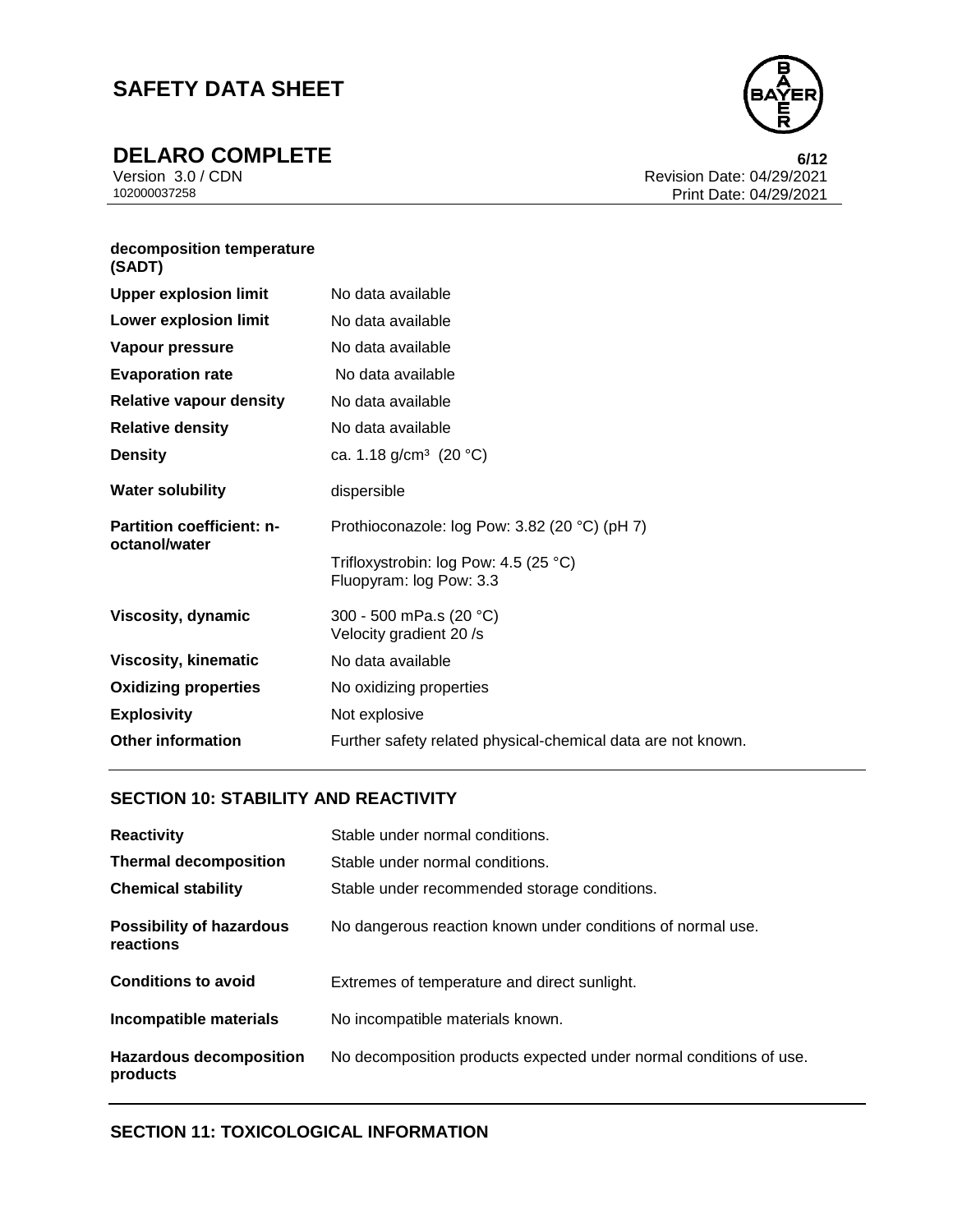| | |
|---|---|
| **decomposition temperature (SADT)** | |
| **Upper explosion limit** | No data available |
| **Lower explosion limit** | No data available |
| **Vapour pressure** | No data available |
| **Evaporation rate** | No data available |
| **Relative vapour density** | No data available |
| **Relative density** | No data available |
| **Density** | ca. 1.18 g/cm³ (20 °C) |
| **Water solubility** | dispersible |
| **Partition coefficient: n-octanol/water** | Prothioconazole: log Pow: 3.82 (20 °C) (pH 7)<br>Trifloxystrobin: log Pow: 4.5 (25 °C)<br>Fluopyram: log Pow: 3.3 |
| **Viscosity, dynamic** | 300 - 500 mPa.s (20 °C)<br>Velocity gradient 20 /s |
| **Viscosity, kinematic** | No data available |
| **Oxidizing properties** | No oxidizing properties |
| **Explosivity** | Not explosive |
| **Other information** | Further safety related physical-chemical data are not known. |

## SECTION 10: STABILITY AND REACTIVITY

| | |
|---|---|
| **Reactivity** | Stable under normal conditions. |
| **Thermal decomposition** | Stable under normal conditions. |
| **Chemical stability** | Stable under recommended storage conditions. |
| **Possibility of hazardous reactions** | No dangerous reaction known under conditions of normal use. |
| **Conditions to avoid** | Extremes of temperature and direct sunlight. |
| **Incompatible materials** | No incompatible materials known. |
| **Hazardous decomposition products** | No decomposition products expected under normal conditions of use. |

## SECTION 11: TOXICOLOGICAL INFORMATION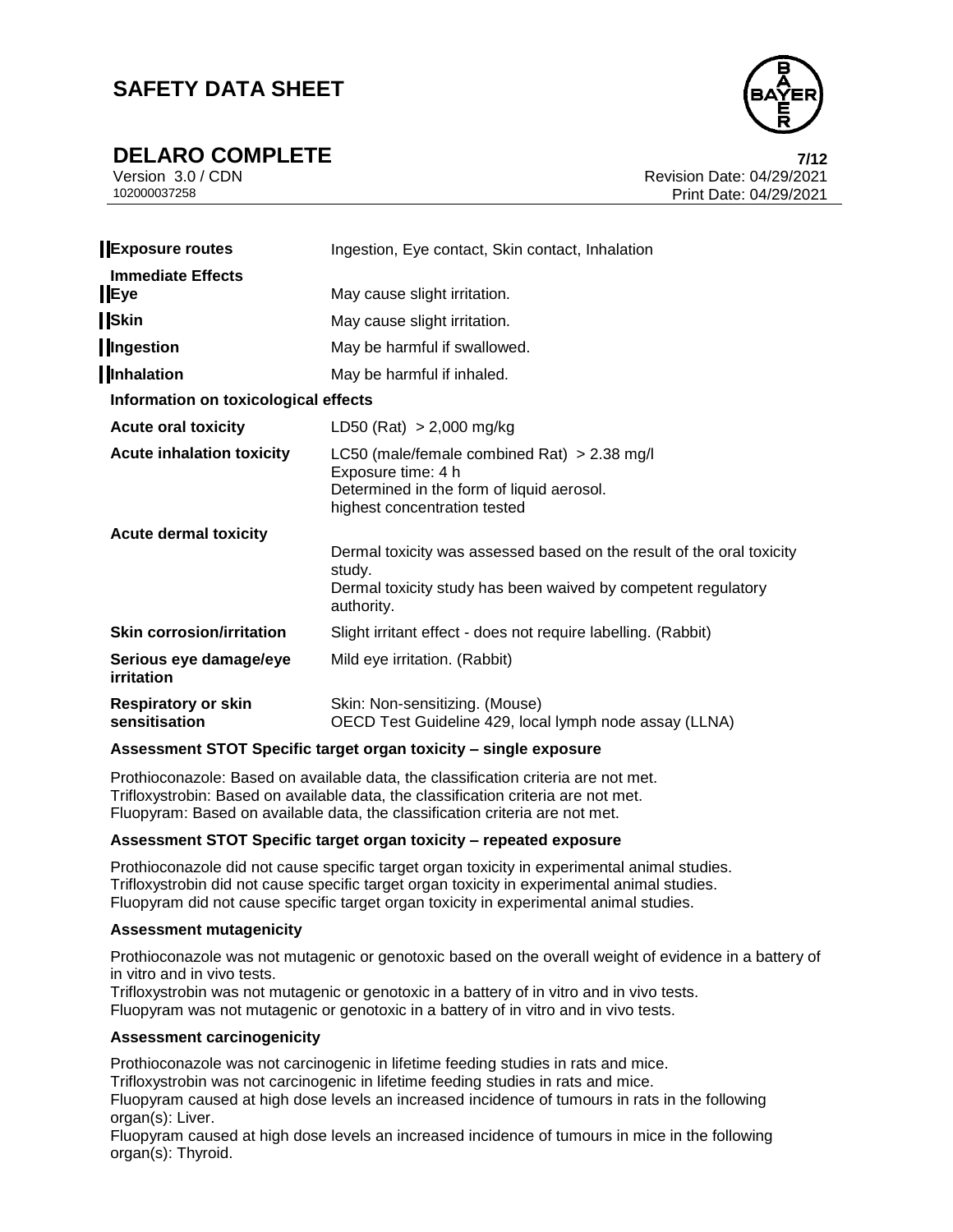| | |
|---|---|
| **Exposure routes** | Ingestion, Eye contact, Skin contact, Inhalation |
| **Immediate Effects** | |
| **Eye** | May cause slight irritation. |
| **Skin** | May cause slight irritation. |
| **Ingestion** | May be harmful if swallowed. |
| **Inhalation** | May be harmful if inhaled. |

**Information on toxicological effects**

| | |
|---|---|
| **Acute oral toxicity** | LD50 (Rat) > 2,000 mg/kg |
| **Acute inhalation toxicity** | LC50 (male/female combined Rat) > 2.38 mg/l<br>Exposure time: 4 h<br>Determined in the form of liquid aerosol.<br>highest concentration tested |
| **Acute dermal toxicity** | Dermal toxicity was assessed based on the result of the oral toxicity study.<br>Dermal toxicity study has been waived by competent regulatory authority. |
| **Skin corrosion/irritation** | Slight irritant effect - does not require labelling. (Rabbit) |
| **Serious eye damage/eye irritation** | Mild eye irritation. (Rabbit) |
| **Respiratory or skin sensitisation** | Skin: Non-sensitizing. (Mouse)<br>OECD Test Guideline 429, local lymph node assay (LLNA) |

**Assessment STOT Specific target organ toxicity – single exposure**

Prothioconazole: Based on available data, the classification criteria are not met.
Trifloxystrobin: Based on available data, the classification criteria are not met.
Fluopyram: Based on available data, the classification criteria are not met.

**Assessment STOT Specific target organ toxicity – repeated exposure**

Prothioconazole did not cause specific target organ toxicity in experimental animal studies.
Trifloxystrobin did not cause specific target organ toxicity in experimental animal studies.
Fluopyram did not cause specific target organ toxicity in experimental animal studies.

**Assessment mutagenicity**

Prothioconazole was not mutagenic or genotoxic based on the overall weight of evidence in a battery of in vitro and in vivo tests.
Trifloxystrobin was not mutagenic or genotoxic in a battery of in vitro and in vivo tests.
Fluopyram was not mutagenic or genotoxic in a battery of in vitro and in vivo tests.

**Assessment carcinogenicity**

Prothioconazole was not carcinogenic in lifetime feeding studies in rats and mice.
Trifloxystrobin was not carcinogenic in lifetime feeding studies in rats and mice.
Fluopyram caused at high dose levels an increased incidence of tumours in rats in the following organ(s): Liver.
Fluopyram caused at high dose levels an increased incidence of tumours in mice in the following organ(s): Thyroid.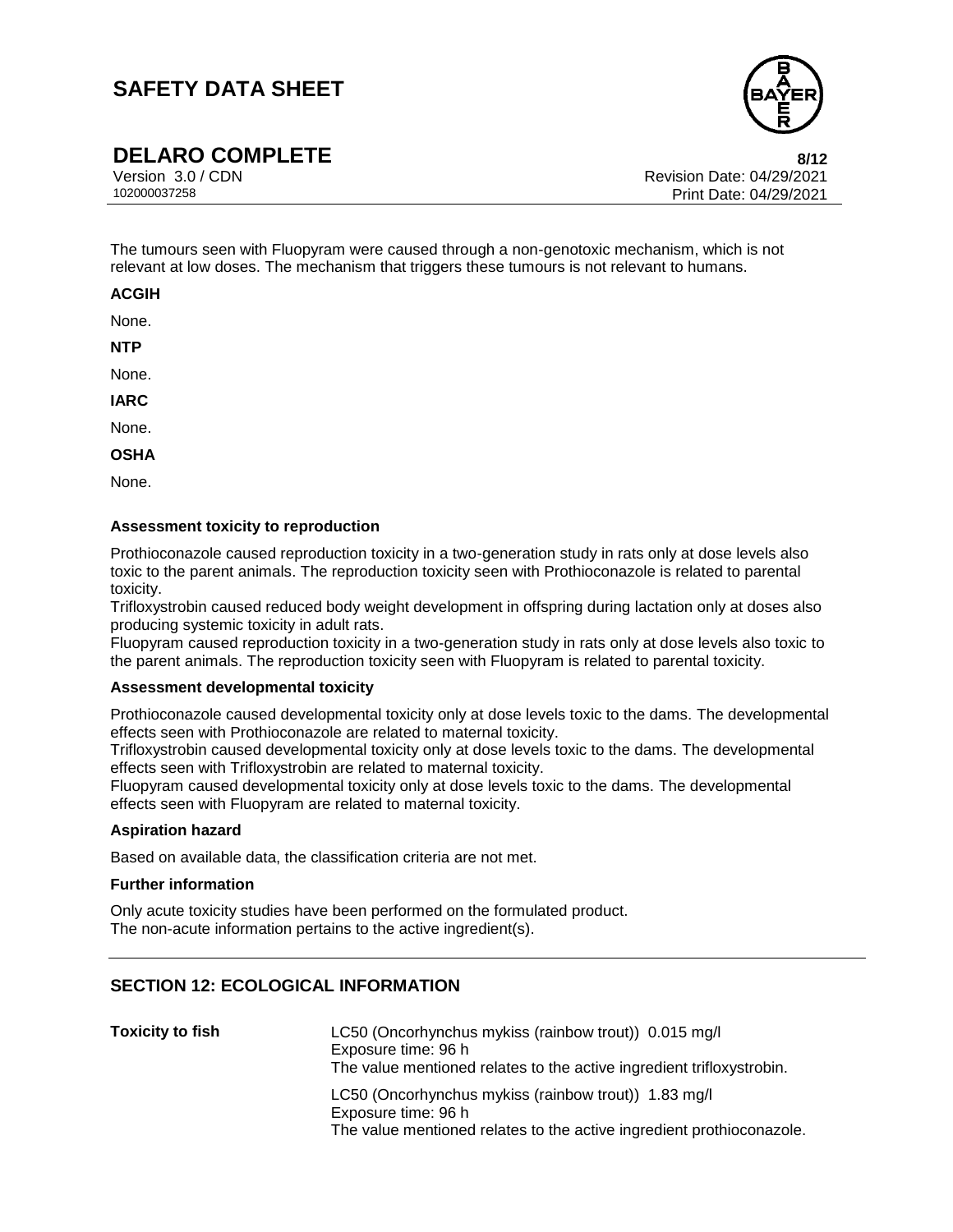The tumours seen with Fluopyram were caused through a non-genotoxic mechanism, which is not relevant at low doses. The mechanism that triggers these tumours is not relevant to humans.

**ACGIH**

None.

**NTP**

None.

**IARC**

None.

**OSHA**

None.

**Assessment toxicity to reproduction**

Prothioconazole caused reproduction toxicity in a two-generation study in rats only at dose levels also toxic to the parent animals. The reproduction toxicity seen with Prothioconazole is related to parental toxicity.
Trifloxystrobin caused reduced body weight development in offspring during lactation only at doses also producing systemic toxicity in adult rats.
Fluopyram caused reproduction toxicity in a two-generation study in rats only at dose levels also toxic to the parent animals. The reproduction toxicity seen with Fluopyram is related to parental toxicity.

**Assessment developmental toxicity**

Prothioconazole caused developmental toxicity only at dose levels toxic to the dams. The developmental effects seen with Prothioconazole are related to maternal toxicity.
Trifloxystrobin caused developmental toxicity only at dose levels toxic to the dams. The developmental effects seen with Trifloxystrobin are related to maternal toxicity.
Fluopyram caused developmental toxicity only at dose levels toxic to the dams. The developmental effects seen with Fluopyram are related to maternal toxicity.

**Aspiration hazard**

Based on available data, the classification criteria are not met.

**Further information**

Only acute toxicity studies have been performed on the formulated product.
The non-acute information pertains to the active ingredient(s).

## SECTION 12: ECOLOGICAL INFORMATION

| | |
|---|---|
| **Toxicity to fish** | LC50 (Oncorhynchus mykiss (rainbow trout)) 0.015 mg/l<br>Exposure time: 96 h<br>The value mentioned relates to the active ingredient trifloxystrobin. |
| | LC50 (Oncorhynchus mykiss (rainbow trout)) 1.83 mg/l<br>Exposure time: 96 h<br>The value mentioned relates to the active ingredient prothioconazole. |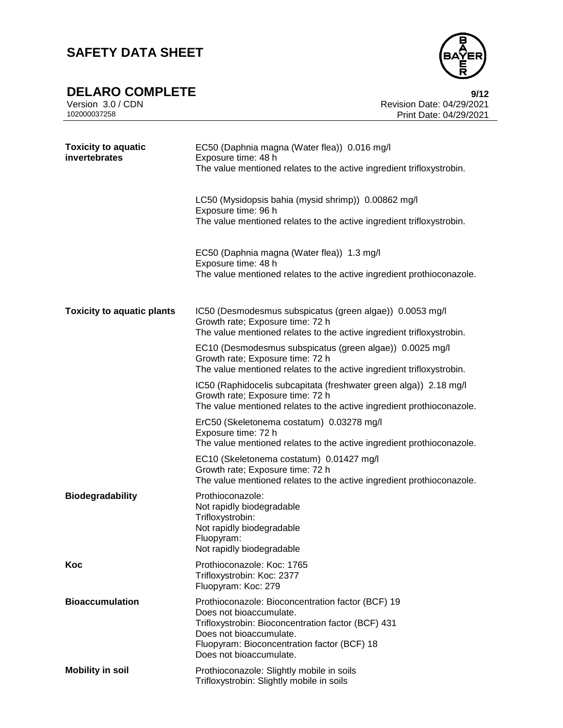| | |
|---|---|
| **Toxicity to aquatic invertebrates** | EC50 (Daphnia magna (Water flea)) 0.016 mg/l<br>Exposure time: 48 h<br>The value mentioned relates to the active ingredient trifloxystrobin. |
| | LC50 (Mysidopsis bahia (mysid shrimp)) 0.00862 mg/l<br>Exposure time: 96 h<br>The value mentioned relates to the active ingredient trifloxystrobin. |
| | EC50 (Daphnia magna (Water flea)) 1.3 mg/l<br>Exposure time: 48 h<br>The value mentioned relates to the active ingredient prothioconazole. |
| **Toxicity to aquatic plants** | IC50 (Desmodesmus subspicatus (green algae)) 0.0053 mg/l<br>Growth rate; Exposure time: 72 h<br>The value mentioned relates to the active ingredient trifloxystrobin. |
| | EC10 (Desmodesmus subspicatus (green algae)) 0.0025 mg/l<br>Growth rate; Exposure time: 72 h<br>The value mentioned relates to the active ingredient trifloxystrobin. |
| | IC50 (Raphidocelis subcapitata (freshwater green alga)) 2.18 mg/l<br>Growth rate; Exposure time: 72 h<br>The value mentioned relates to the active ingredient prothioconazole. |
| | ErC50 (Skeletonema costatum) 0.03278 mg/l<br>Exposure time: 72 h<br>The value mentioned relates to the active ingredient prothioconazole. |
| | EC10 (Skeletonema costatum) 0.01427 mg/l<br>Growth rate; Exposure time: 72 h<br>The value mentioned relates to the active ingredient prothioconazole. |
| **Biodegradability** | Prothioconazole:<br>Not rapidly biodegradable<br>Trifloxystrobin:<br>Not rapidly biodegradable<br>Fluopyram:<br>Not rapidly biodegradable |
| **Koc** | Prothioconazole: Koc: 1765<br>Trifloxystrobin: Koc: 2377<br>Fluopyram: Koc: 279 |
| **Bioaccumulation** | Prothioconazole: Bioconcentration factor (BCF) 19<br>Does not bioaccumulate.<br>Trifloxystrobin: Bioconcentration factor (BCF) 431<br>Does not bioaccumulate.<br>Fluopyram: Bioconcentration factor (BCF) 18<br>Does not bioaccumulate. |
| **Mobility in soil** | Prothioconazole: Slightly mobile in soils<br>Trifloxystrobin: Slightly mobile in soils |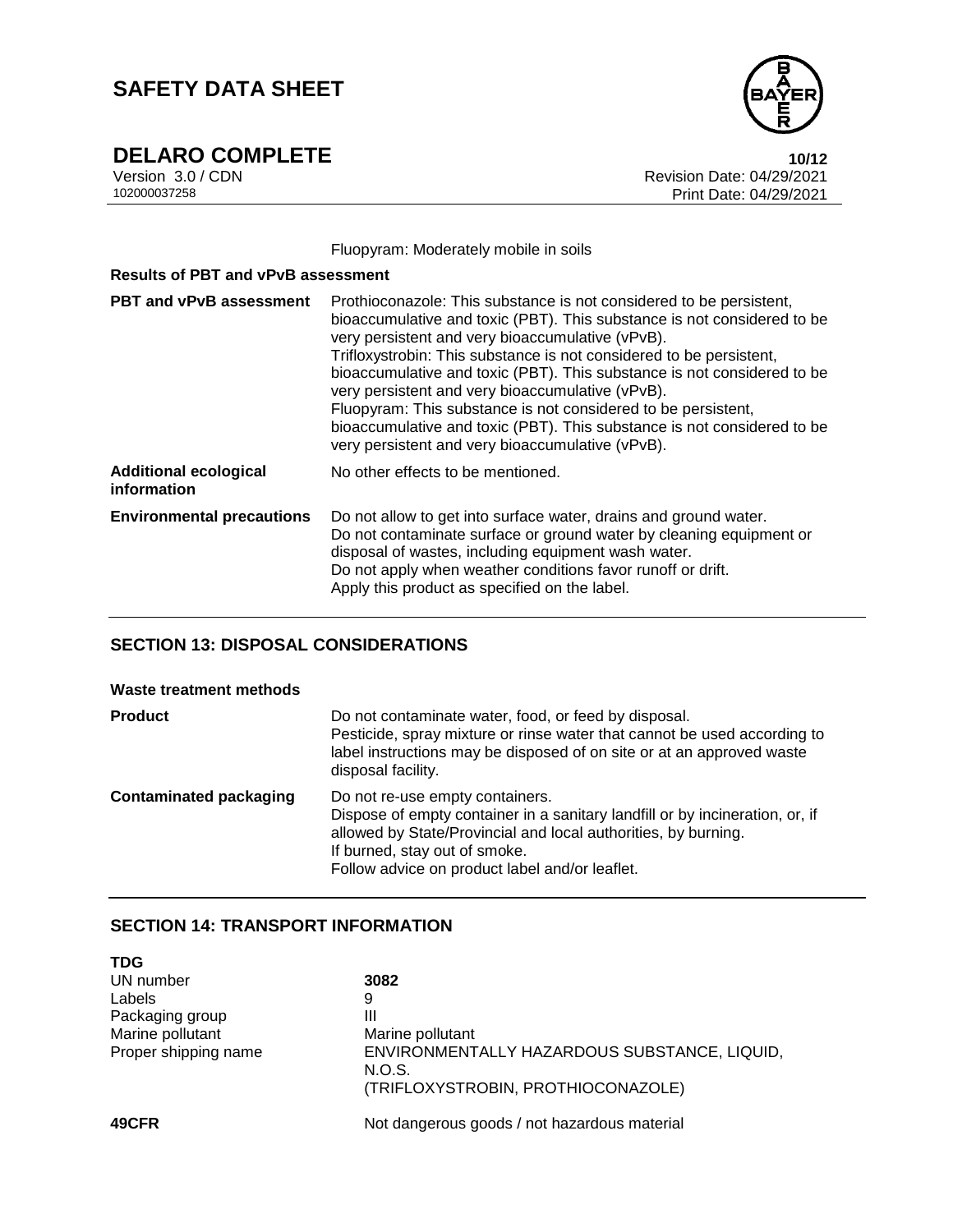Fluopyram: Moderately mobile in soils

**Results of PBT and vPvB assessment**

| | |
|---|---|
| **PBT and vPvB assessment** | Prothioconazole: This substance is not considered to be persistent, bioaccumulative and toxic (PBT). This substance is not considered to be very persistent and very bioaccumulative (vPvB).<br>Trifloxystrobin: This substance is not considered to be persistent, bioaccumulative and toxic (PBT). This substance is not considered to be very persistent and very bioaccumulative (vPvB).<br>Fluopyram: This substance is not considered to be persistent, bioaccumulative and toxic (PBT). This substance is not considered to be very persistent and very bioaccumulative (vPvB). |
| **Additional ecological information** | No other effects to be mentioned. |
| **Environmental precautions** | Do not allow to get into surface water, drains and ground water.<br>Do not contaminate surface or ground water by cleaning equipment or disposal of wastes, including equipment wash water.<br>Do not apply when weather conditions favor runoff or drift.<br>Apply this product as specified on the label. |

## SECTION 13: DISPOSAL CONSIDERATIONS

**Waste treatment methods**

| | |
|---|---|
| **Product** | Do not contaminate water, food, or feed by disposal.<br>Pesticide, spray mixture or rinse water that cannot be used according to label instructions may be disposed of on site or at an approved waste disposal facility. |
| **Contaminated packaging** | Do not re-use empty containers.<br>Dispose of empty container in a sanitary landfill or by incineration, or, if allowed by State/Provincial and local authorities, by burning.<br>If burned, stay out of smoke.<br>Follow advice on product label and/or leaflet. |

## SECTION 14: TRANSPORT INFORMATION

**TDG**

| | |
|---|---|
| UN number | **3082** |
| Labels | 9 |
| Packaging group | III |
| Marine pollutant | Marine pollutant |
| Proper shipping name | ENVIRONMENTALLY HAZARDOUS SUBSTANCE, LIQUID, N.O.S.<br>(TRIFLOXYSTROBIN, PROTHIOCONAZOLE) |

**49CFR** Not dangerous goods / not hazardous material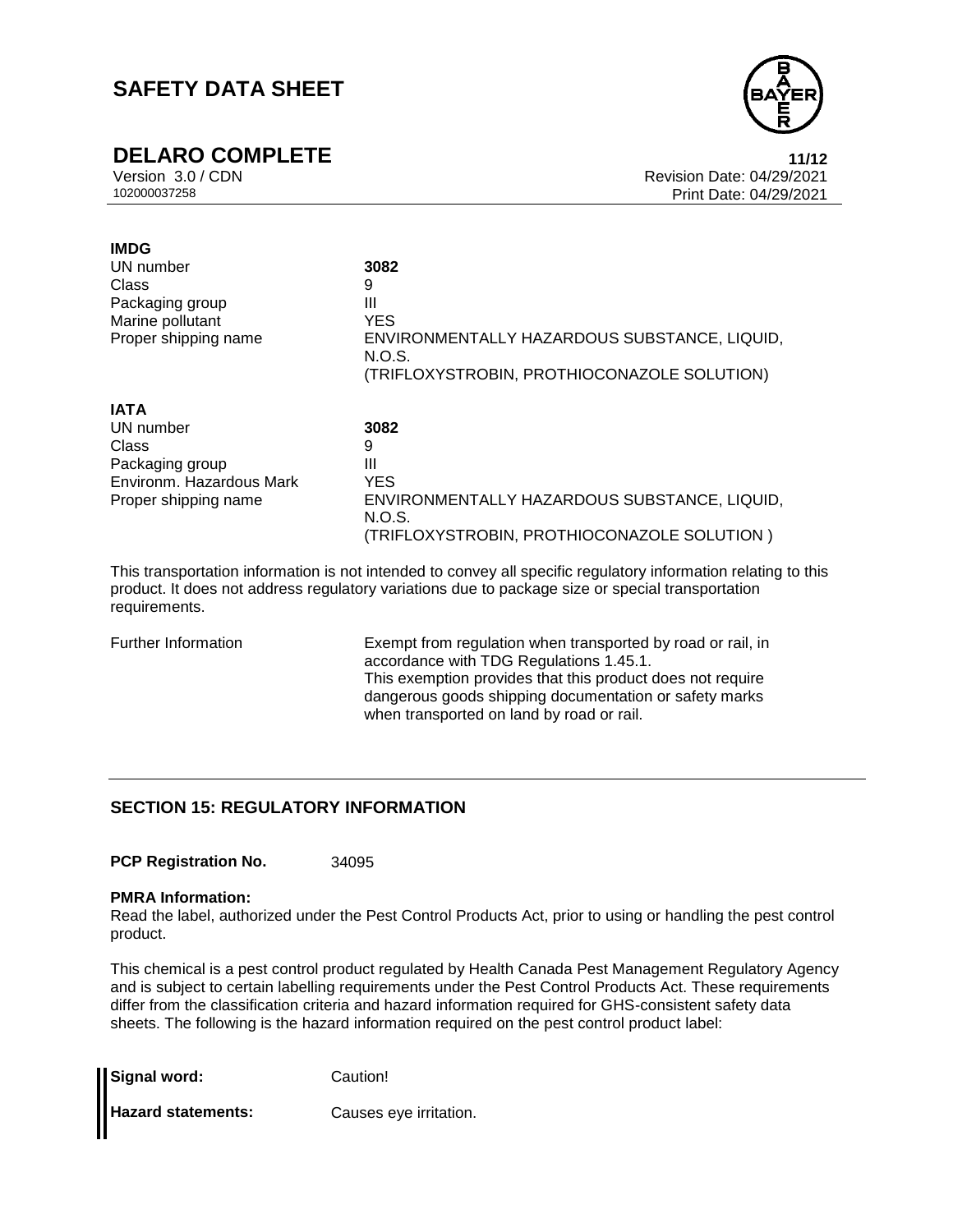**IMDG**

| | |
|---|---|
| UN number | **3082** |
| Class | 9 |
| Packaging group | III |
| Marine pollutant | YES |
| Proper shipping name | ENVIRONMENTALLY HAZARDOUS SUBSTANCE, LIQUID, N.O.S. (TRIFLOXYSTROBIN, PROTHIOCONAZOLE SOLUTION) |

**IATA**

| | |
|---|---|
| UN number | **3082** |
| Class | 9 |
| Packaging group | III |
| Environm. Hazardous Mark | YES |
| Proper shipping name | ENVIRONMENTALLY HAZARDOUS SUBSTANCE, LIQUID, N.O.S. (TRIFLOXYSTROBIN, PROTHIOCONAZOLE SOLUTION ) |

This transportation information is not intended to convey all specific regulatory information relating to this product. It does not address regulatory variations due to package size or special transportation requirements.

| | |
|---|---|
| Further Information | Exempt from regulation when transported by road or rail, in accordance with TDG Regulations 1.45.1. This exemption provides that this product does not require dangerous goods shipping documentation or safety marks when transported on land by road or rail. |

## SECTION 15: REGULATORY INFORMATION

**PCP Registration No.** 34095

**PMRA Information:**

Read the label, authorized under the Pest Control Products Act, prior to using or handling the pest control product.

This chemical is a pest control product regulated by Health Canada Pest Management Regulatory Agency and is subject to certain labelling requirements under the Pest Control Products Act. These requirements differ from the classification criteria and hazard information required for GHS-consistent safety data sheets. The following is the hazard information required on the pest control product label:

**Signal word:** Caution!

**Hazard statements:** Causes eye irritation.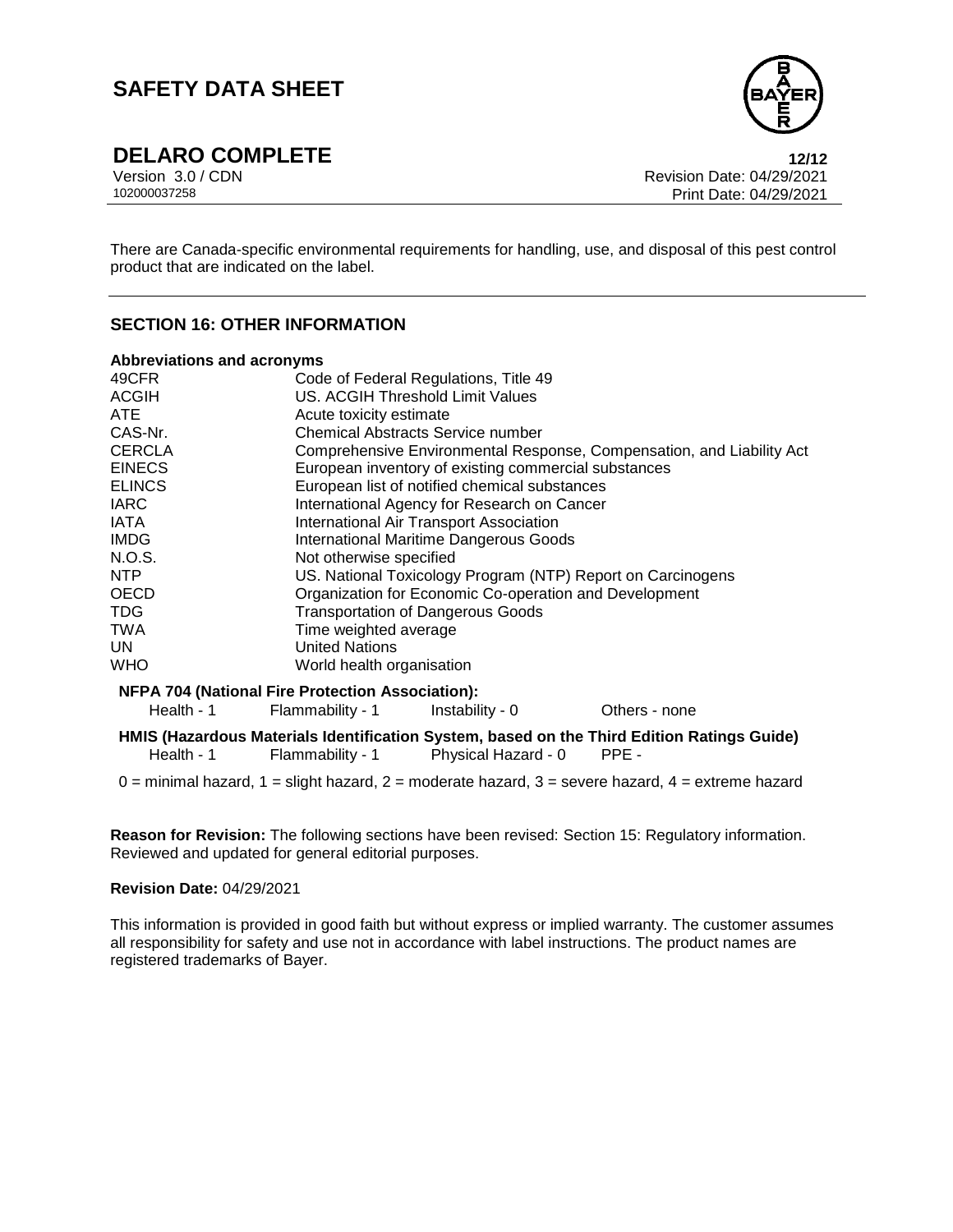There are Canada-specific environmental requirements for handling, use, and disposal of this pest control product that are indicated on the label.

## SECTION 16: OTHER INFORMATION

**Abbreviations and acronyms**

| | |
|---|---|
| 49CFR | Code of Federal Regulations, Title 49 |
| ACGIH | US. ACGIH Threshold Limit Values |
| ATE | Acute toxicity estimate |
| CAS-Nr. | Chemical Abstracts Service number |
| CERCLA | Comprehensive Environmental Response, Compensation, and Liability Act |
| EINECS | European inventory of existing commercial substances |
| ELINCS | European list of notified chemical substances |
| IARC | International Agency for Research on Cancer |
| IATA | International Air Transport Association |
| IMDG | International Maritime Dangerous Goods |
| N.O.S. | Not otherwise specified |
| NTP | US. National Toxicology Program (NTP) Report on Carcinogens |
| OECD | Organization for Economic Co-operation and Development |
| TDG | Transportation of Dangerous Goods |
| TWA | Time weighted average |
| UN | United Nations |
| WHO | World health organisation |

**NFPA 704 (National Fire Protection Association):**

| | | | |
|---|---|---|---|
| Health - 1 | Flammability - 1 | Instability - 0 | Others - none |

**HMIS (Hazardous Materials Identification System, based on the Third Edition Ratings Guide)**

| | | | |
|---|---|---|---|
| Health - 1 | Flammability - 1 | Physical Hazard - 0 | PPE - |

0 = minimal hazard, 1 = slight hazard, 2 = moderate hazard, 3 = severe hazard, 4 = extreme hazard

**Reason for Revision:** The following sections have been revised: Section 15: Regulatory information. Reviewed and updated for general editorial purposes.

**Revision Date:** 04/29/2021

This information is provided in good faith but without express or implied warranty. The customer assumes all responsibility for safety and use not in accordance with label instructions. The product names are registered trademarks of Bayer.